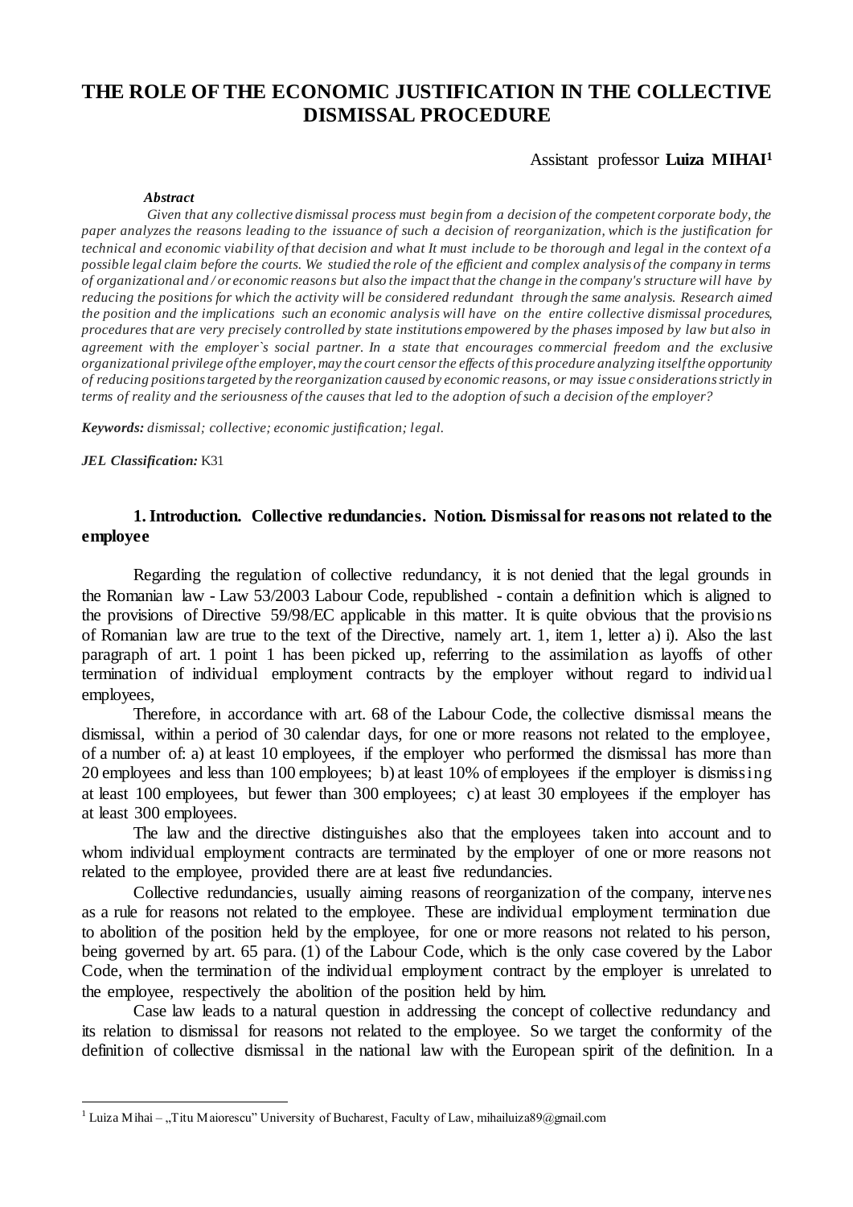# THE ROLE OF THE ECONOMIC JUSTIFICATION IN THE COLLECTIVE DISMISSAL PROCEDURE

Assistant professor **Luiza MIHAI**[1]

***Abstract***

*Given that any collective dismissal process must begin from a decision of the competent corporate body, the paper analyzes the reasons leading to the issuance of such a decision of reorganization, which is the justification for technical and economic viability of that decision and what It must include to be thorough and legal in the context of a possible legal claim before the courts. We studied the role of the efficient and complex analysis of the company in terms of organizational and / or economic reasons but also the impact that the change in the company's structure will have by reducing the positions for which the activity will be considered redundant through the same analysis. Research aimed the position and the implications such an economic analysis will have on the entire collective dismissal procedures, procedures that are very precisely controlled by state institutions empowered by the phases imposed by law but also in agreement with the employer`s social partner. In a state that encourages commercial freedom and the exclusive organizational privilege of the employer, may the court censor the effects of this procedure analyzing itself the opportunity of reducing positions targeted by the reorganization caused by economic reasons, or may issue considerations strictly in terms of reality and the seriousness of the causes that led to the adoption of such a decision of the employer?*

***Keywords:*** *dismissal; collective; economic justification; legal.*

***JEL Classification:*** K31

## 1. Introduction. Collective redundancies. Notion. Dismissal for reasons not related to the employee

Regarding the regulation of collective redundancy, it is not denied that the legal grounds in the Romanian law - Law 53/2003 Labour Code, republished - contain a definition which is aligned to the provisions of Directive 59/98/EC applicable in this matter. It is quite obvious that the provisions of Romanian law are true to the text of the Directive, namely art. 1, item 1, letter a) i). Also the last paragraph of art. 1 point 1 has been picked up, referring to the assimilation as layoffs of other termination of individual employment contracts by the employer without regard to individual employees,

Therefore, in accordance with art. 68 of the Labour Code, the collective dismissal means the dismissal, within a period of 30 calendar days, for one or more reasons not related to the employee, of a number of: a) at least 10 employees, if the employer who performed the dismissal has more than 20 employees and less than 100 employees; b) at least 10% of employees if the employer is dismissing at least 100 employees, but fewer than 300 employees; c) at least 30 employees if the employer has at least 300 employees.

The law and the directive distinguishes also that the employees taken into account and to whom individual employment contracts are terminated by the employer of one or more reasons not related to the employee, provided there are at least five redundancies.

Collective redundancies, usually aiming reasons of reorganization of the company, intervenes as a rule for reasons not related to the employee. These are individual employment termination due to abolition of the position held by the employee, for one or more reasons not related to his person, being governed by art. 65 para. (1) of the Labour Code, which is the only case covered by the Labor Code, when the termination of the individual employment contract by the employer is unrelated to the employee, respectively the abolition of the position held by him.

Case law leads to a natural question in addressing the concept of collective redundancy and its relation to dismissal for reasons not related to the employee. So we target the conformity of the definition of collective dismissal in the national law with the European spirit of the definition. In a

---

[1] Luiza Mihai – „Titu Maiorescu" University of Bucharest, Faculty of Law, mihailuiza89@gmail.com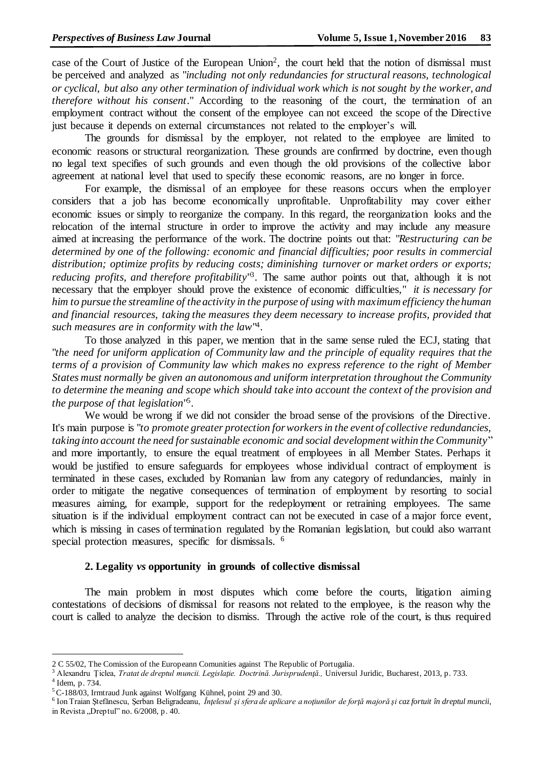case of the Court of Justice of the European Union[2], the court held that the notion of dismissal must be perceived and analyzed as "*including not only redundancies for structural reasons, technological or cyclical, but also any other termination of individual work which is not sought by the worker, and therefore without his consent*." According to the reasoning of the court, the termination of an employment contract without the consent of the employee can not exceed the scope of the Directive just because it depends on external circumstances not related to the employer's will.

The grounds for dismissal by the employer, not related to the employee are limited to economic reasons or structural reorganization. These grounds are confirmed by doctrine, even though no legal text specifies of such grounds and even though the old provisions of the collective labor agreement at national level that used to specify these economic reasons, are no longer in force.

For example, the dismissal of an employee for these reasons occurs when the employer considers that a job has become economically unprofitable. Unprofitability may cover either economic issues or simply to reorganize the company. In this regard, the reorganization looks and the relocation of the internal structure in order to improve the activity and may include any measure aimed at increasing the performance of the work. The doctrine points out that: "*Restructuring can be determined by one of the following: economic and financial difficulties; poor results in commercial distribution; optimize profits by reducing costs; diminishing turnover or market orders or exports; reducing profits, and therefore profitability*"[3]. The same author points out that, although it is not necessary that the employer should prove the existence of economic difficulties," *it is necessary for him to pursue the streamline of the activity in the purpose of using with maximum efficiency the human and financial resources, taking the measures they deem necessary to increase profits, provided that such measures are in conformity with the law*"[4].

To those analyzed in this paper, we mention that in the same sense ruled the ECJ, stating that "*the need for uniform application of Community law and the principle of equality requires that the terms of a provision of Community law which makes no express reference to the right of Member States must normally be given an autonomous and uniform interpretation throughout the Community to determine the meaning and scope which should take into account the context of the provision and the purpose of that legislation*"[5].

We would be wrong if we did not consider the broad sense of the provisions of the Directive. It's main purpose is "*to promote greater protection for workers in the event of collective redundancies, taking into account the need for sustainable economic and social development within the Community*" and more importantly, to ensure the equal treatment of employees in all Member States. Perhaps it would be justified to ensure safeguards for employees whose individual contract of employment is terminated in these cases, excluded by Romanian law from any category of redundancies, mainly in order to mitigate the negative consequences of termination of employment by resorting to social measures aiming, for example, support for the redeployment or retraining employees. The same situation is if the individual employment contract can not be executed in case of a major force event, which is missing in cases of termination regulated by the Romanian legislation, but could also warrant special protection measures, specific for dismissals. [6]

## 2. Legality *vs* opportunity in grounds of collective dismissal

The main problem in most disputes which come before the courts, litigation aiming contestations of decisions of dismissal for reasons not related to the employee, is the reason why the court is called to analyze the decision to dismiss. Through the active role of the court, is thus required

---

2 C 55/02, The Comission of the Europeann Comunities against The Republic of Portugalia.

3 Alexandru Ţiclea, *Tratat de dreptul muncii. Legislaţie. Doctrină. Jurisprudenţă.,* Universul Juridic, Bucharest, 2013, p. 733.

4 Idem, p. 734.

5 C-188/03, Irmtraud Junk against Wolfgang Kühnel, point 29 and 30.

6 Ion Traian Ştefănescu, Şerban Beligradeanu, *Înţelesul şi sfera de aplicare a noţiunilor de forţă majoră şi caz fortuit în dreptul muncii*, in Revista „Dreptul" no. 6/2008, p. 40.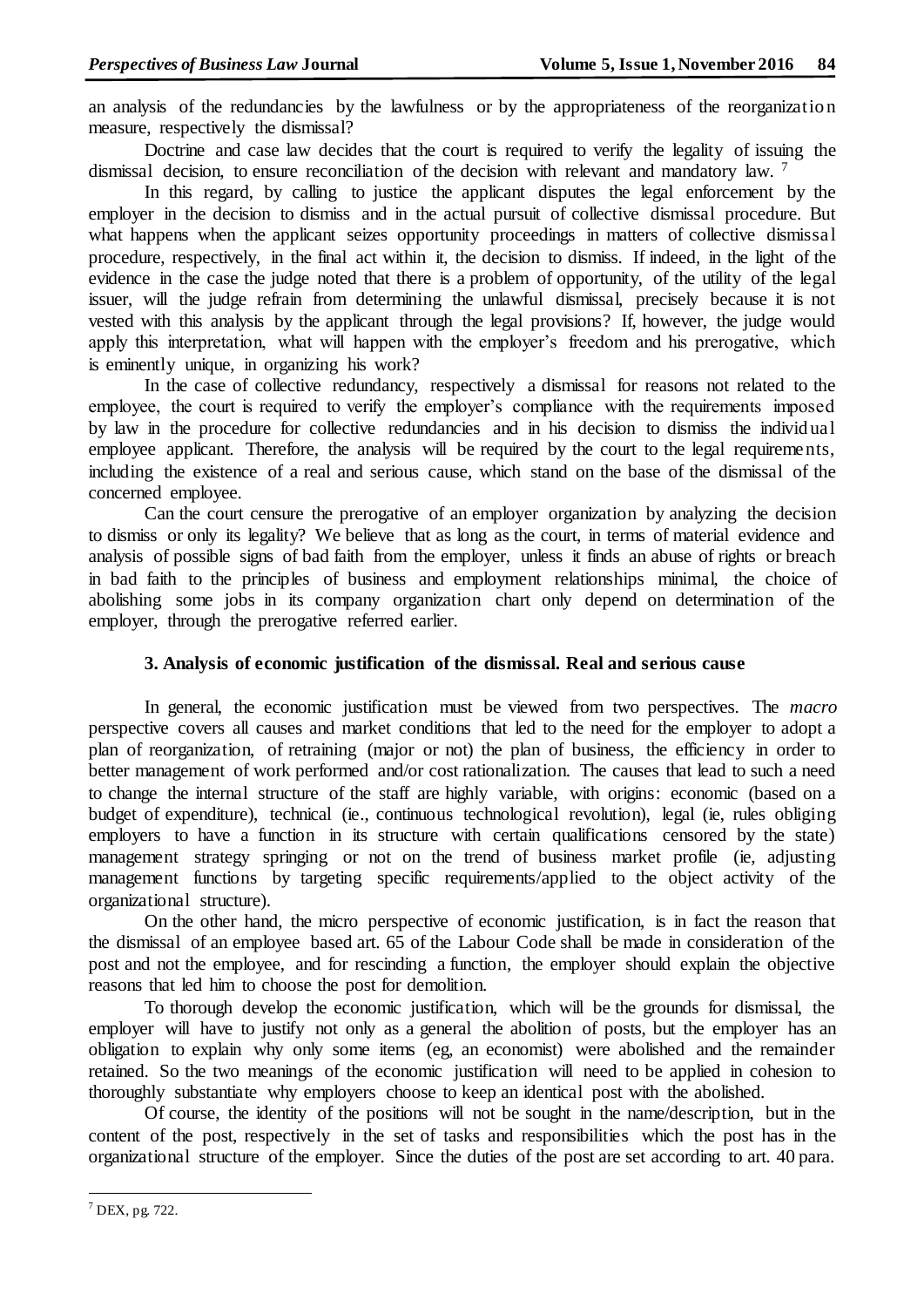an analysis of the redundancies by the lawfulness or by the appropriateness of the reorganization measure, respectively the dismissal?

Doctrine and case law decides that the court is required to verify the legality of issuing the dismissal decision, to ensure reconciliation of the decision with relevant and mandatory law. [7]

In this regard, by calling to justice the applicant disputes the legal enforcement by the employer in the decision to dismiss and in the actual pursuit of collective dismissal procedure. But what happens when the applicant seizes opportunity proceedings in matters of collective dismissal procedure, respectively, in the final act within it, the decision to dismiss. If indeed, in the light of the evidence in the case the judge noted that there is a problem of opportunity, of the utility of the legal issuer, will the judge refrain from determining the unlawful dismissal, precisely because it is not vested with this analysis by the applicant through the legal provisions? If, however, the judge would apply this interpretation, what will happen with the employer's freedom and his prerogative, which is eminently unique, in organizing his work?

In the case of collective redundancy, respectively a dismissal for reasons not related to the employee, the court is required to verify the employer's compliance with the requirements imposed by law in the procedure for collective redundancies and in his decision to dismiss the individual employee applicant. Therefore, the analysis will be required by the court to the legal requirements, including the existence of a real and serious cause, which stand on the base of the dismissal of the concerned employee.

Can the court censure the prerogative of an employer organization by analyzing the decision to dismiss or only its legality? We believe that as long as the court, in terms of material evidence and analysis of possible signs of bad faith from the employer, unless it finds an abuse of rights or breach in bad faith to the principles of business and employment relationships minimal, the choice of abolishing some jobs in its company organization chart only depend on determination of the employer, through the prerogative referred earlier.

### 3. Analysis of economic justification of the dismissal. Real and serious cause

In general, the economic justification must be viewed from two perspectives. The *macro* perspective covers all causes and market conditions that led to the need for the employer to adopt a plan of reorganization, of retraining (major or not) the plan of business, the efficiency in order to better management of work performed and/or cost rationalization. The causes that lead to such a need to change the internal structure of the staff are highly variable, with origins: economic (based on a budget of expenditure), technical (ie., continuous technological revolution), legal (ie, rules obliging employers to have a function in its structure with certain qualifications censored by the state) management strategy springing or not on the trend of business market profile (ie, adjusting management functions by targeting specific requirements/applied to the object activity of the organizational structure).

On the other hand, the micro perspective of economic justification, is in fact the reason that the dismissal of an employee based art. 65 of the Labour Code shall be made in consideration of the post and not the employee, and for rescinding a function, the employer should explain the objective reasons that led him to choose the post for demolition.

To thorough develop the economic justification, which will be the grounds for dismissal, the employer will have to justify not only as a general the abolition of posts, but the employer has an obligation to explain why only some items (eg, an economist) were abolished and the remainder retained. So the two meanings of the economic justification will need to be applied in cohesion to thoroughly substantiate why employers choose to keep an identical post with the abolished.

Of course, the identity of the positions will not be sought in the name/description, but in the content of the post, respectively in the set of tasks and responsibilities which the post has in the organizational structure of the employer. Since the duties of the post are set according to art. 40 para.

[7] DEX, pg. 722.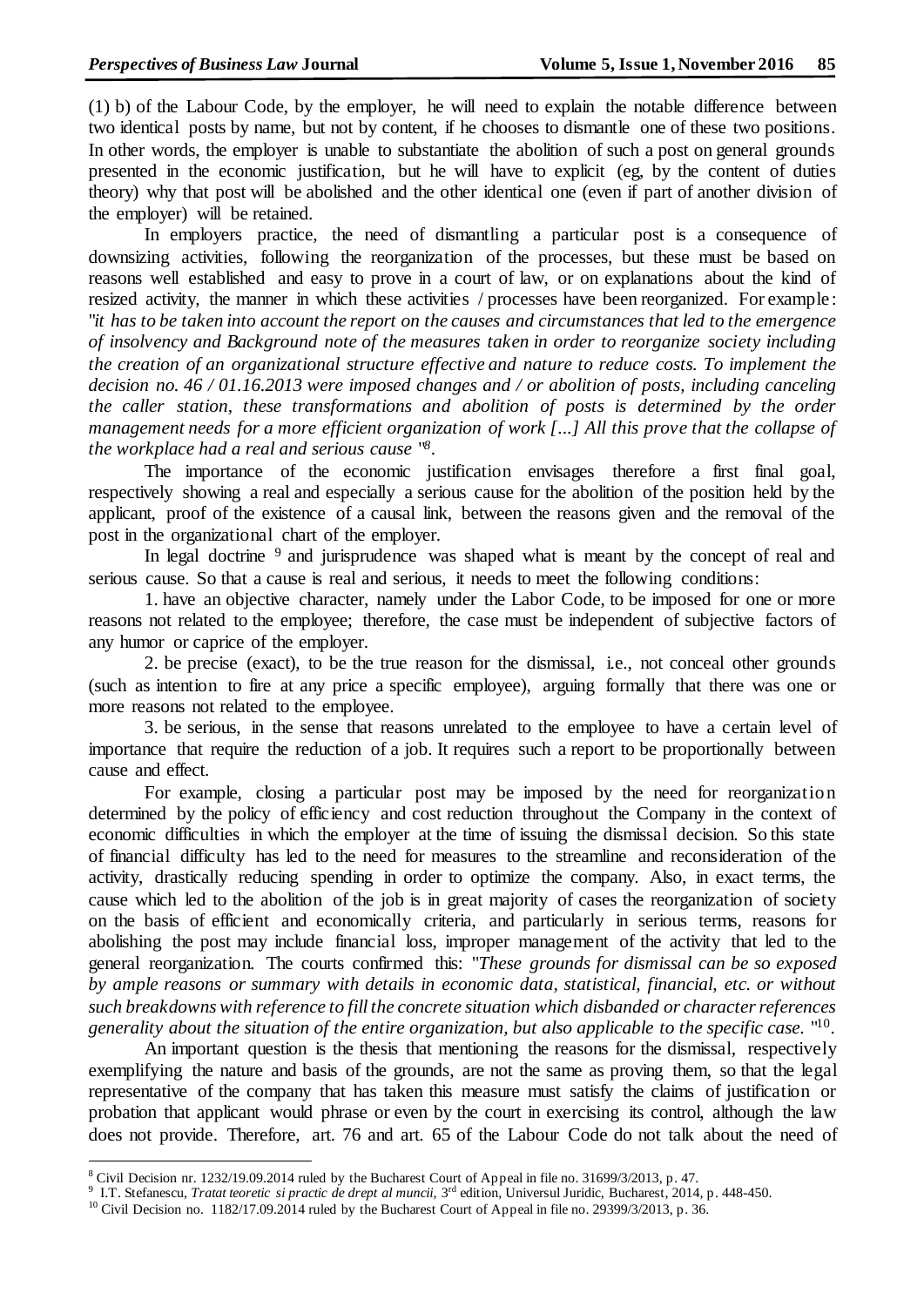(1) b) of the Labour Code, by the employer, he will need to explain the notable difference between two identical posts by name, but not by content, if he chooses to dismantle one of these two positions. In other words, the employer is unable to substantiate the abolition of such a post on general grounds presented in the economic justification, but he will have to explicit (eg, by the content of duties theory) why that post will be abolished and the other identical one (even if part of another division of the employer) will be retained.

In employers practice, the need of dismantling a particular post is a consequence of downsizing activities, following the reorganization of the processes, but these must be based on reasons well established and easy to prove in a court of law, or on explanations about the kind of resized activity, the manner in which these activities / processes have been reorganized. For example: "*it has to be taken into account the report on the causes and circumstances that led to the emergence of insolvency and Background note of the measures taken in order to reorganize society including the creation of an organizational structure effective and nature to reduce costs. To implement the decision no. 46 / 01.16.2013 were imposed changes and / or abolition of posts, including canceling the caller station, these transformations and abolition of posts is determined by the order management needs for a more efficient organization of work [...] All this prove that the collapse of the workplace had a real and serious cause* "[8].

The importance of the economic justification envisages therefore a first final goal, respectively showing a real and especially a serious cause for the abolition of the position held by the applicant, proof of the existence of a causal link, between the reasons given and the removal of the post in the organizational chart of the employer.

In legal doctrine [9] and jurisprudence was shaped what is meant by the concept of real and serious cause. So that a cause is real and serious, it needs to meet the following conditions:

1. have an objective character, namely under the Labor Code, to be imposed for one or more reasons not related to the employee; therefore, the case must be independent of subjective factors of any humor or caprice of the employer.

2. be precise (exact), to be the true reason for the dismissal, i.e., not conceal other grounds (such as intention to fire at any price a specific employee), arguing formally that there was one or more reasons not related to the employee.

3. be serious, in the sense that reasons unrelated to the employee to have a certain level of importance that require the reduction of a job. It requires such a report to be proportionally between cause and effect.

For example, closing a particular post may be imposed by the need for reorganization determined by the policy of efficiency and cost reduction throughout the Company in the context of economic difficulties in which the employer at the time of issuing the dismissal decision. So this state of financial difficulty has led to the need for measures to the streamline and reconsideration of the activity, drastically reducing spending in order to optimize the company. Also, in exact terms, the cause which led to the abolition of the job is in great majority of cases the reorganization of society on the basis of efficient and economically criteria, and particularly in serious terms, reasons for abolishing the post may include financial loss, improper management of the activity that led to the general reorganization. The courts confirmed this: "*These grounds for dismissal can be so exposed by ample reasons or summary with details in economic data, statistical, financial, etc. or without such breakdowns with reference to fill the concrete situation which disbanded or character references generality about the situation of the entire organization, but also applicable to the specific case.* "[10].

An important question is the thesis that mentioning the reasons for the dismissal, respectively exemplifying the nature and basis of the grounds, are not the same as proving them, so that the legal representative of the company that has taken this measure must satisfy the claims of justification or probation that applicant would phrase or even by the court in exercising its control, although the law does not provide. Therefore, art. 76 and art. 65 of the Labour Code do not talk about the need of

---

[8] Civil Decision nr. 1232/19.09.2014 ruled by the Bucharest Court of Appeal in file no. 31699/3/2013, p. 47.

[9] I.T. Stefanescu, *Tratat teoretic si practic de drept al muncii*, 3rd edition, Universul Juridic, Bucharest, 2014, p. 448-450.

[10] Civil Decision no. 1182/17.09.2014 ruled by the Bucharest Court of Appeal in file no. 29399/3/2013, p. 36.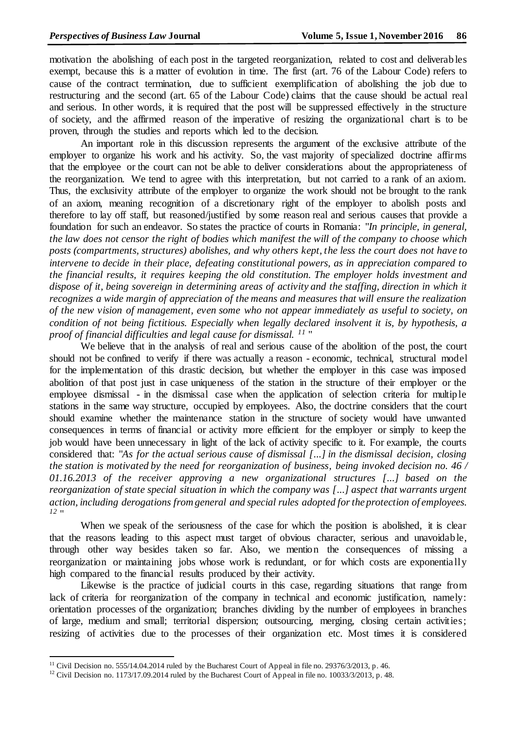motivation the abolishing of each post in the targeted reorganization, related to cost and deliverables exempt, because this is a matter of evolution in time. The first (art. 76 of the Labour Code) refers to cause of the contract termination, due to sufficient exemplification of abolishing the job due to restructuring and the second (art. 65 of the Labour Code) claims that the cause should be actual real and serious. In other words, it is required that the post will be suppressed effectively in the structure of society, and the affirmed reason of the imperative of resizing the organizational chart is to be proven, through the studies and reports which led to the decision.

An important role in this discussion represents the argument of the exclusive attribute of the employer to organize his work and his activity. So, the vast majority of specialized doctrine affirms that the employee or the court can not be able to deliver considerations about the appropriateness of the reorganization. We tend to agree with this interpretation, but not carried to a rank of an axiom. Thus, the exclusivity attribute of the employer to organize the work should not be brought to the rank of an axiom, meaning recognition of a discretionary right of the employer to abolish posts and therefore to lay off staff, but reasoned/justified by some reason real and serious causes that provide a foundation for such an endeavor. So states the practice of courts in Romania: "*In principle, in general, the law does not censor the right of bodies which manifest the will of the company to choose which posts (compartments, structures) abolishes, and why others kept, the less the court does not have to intervene to decide in their place, defeating constitutional powers, as in appreciation compared to the financial results, it requires keeping the old constitution. The employer holds investment and dispose of it, being sovereign in determining areas of activity and the staffing, direction in which it recognizes a wide margin of appreciation of the means and measures that will ensure the realization of the new vision of management, even some who not appear immediately as useful to society, on condition of not being fictitious. Especially when legally declared insolvent it is, by hypothesis, a proof of financial difficulties and legal cause for dismissal.* [11] "

We believe that in the analysis of real and serious cause of the abolition of the post, the court should not be confined to verify if there was actually a reason - economic, technical, structural model for the implementation of this drastic decision, but whether the employer in this case was imposed abolition of that post just in case uniqueness of the station in the structure of their employer or the employee dismissal - in the dismissal case when the application of selection criteria for multiple stations in the same way structure, occupied by employees. Also, the doctrine considers that the court should examine whether the maintenance station in the structure of society would have unwanted consequences in terms of financial or activity more efficient for the employer or simply to keep the job would have been unnecessary in light of the lack of activity specific to it. For example, the courts considered that: "*As for the actual serious cause of dismissal [...] in the dismissal decision, closing the station is motivated by the need for reorganization of business, being invoked decision no. 46 / 01.16.2013 of the receiver approving a new organizational structures [...] based on the reorganization of state special situation in which the company was [...] aspect that warrants urgent action, including derogations from general and special rules adopted for the protection of employees.* [12] "

When we speak of the seriousness of the case for which the position is abolished, it is clear that the reasons leading to this aspect must target of obvious character, serious and unavoidable, through other way besides taken so far. Also, we mention the consequences of missing a reorganization or maintaining jobs whose work is redundant, or for which costs are exponentially high compared to the financial results produced by their activity.

Likewise is the practice of judicial courts in this case, regarding situations that range from lack of criteria for reorganization of the company in technical and economic justification, namely: orientation processes of the organization; branches dividing by the number of employees in branches of large, medium and small; territorial dispersion; outsourcing, merging, closing certain activities; resizing of activities due to the processes of their organization etc. Most times it is considered

---

[11] Civil Decision no. 555/14.04.2014 ruled by the Bucharest Court of Appeal in file no. 29376/3/2013, p. 46.

[12] Civil Decision no. 1173/17.09.2014 ruled by the Bucharest Court of Appeal in file no. 10033/3/2013, p. 48.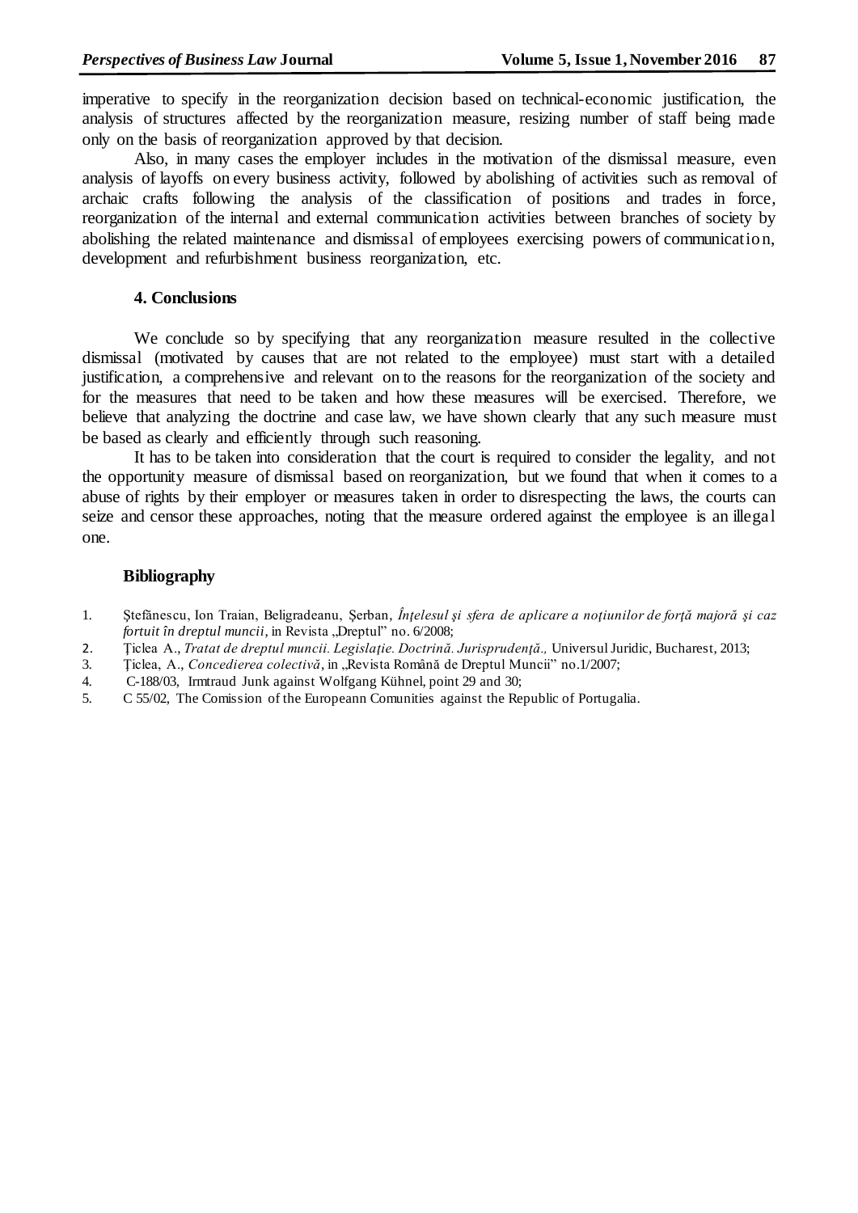imperative to specify in the reorganization decision based on technical-economic justification, the analysis of structures affected by the reorganization measure, resizing number of staff being made only on the basis of reorganization approved by that decision.

Also, in many cases the employer includes in the motivation of the dismissal measure, even analysis of layoffs on every business activity, followed by abolishing of activities such as removal of archaic crafts following the analysis of the classification of positions and trades in force, reorganization of the internal and external communication activities between branches of society by abolishing the related maintenance and dismissal of employees exercising powers of communication, development and refurbishment business reorganization, etc.

### 4. Conclusions

We conclude so by specifying that any reorganization measure resulted in the collective dismissal (motivated by causes that are not related to the employee) must start with a detailed justification, a comprehensive and relevant on to the reasons for the reorganization of the society and for the measures that need to be taken and how these measures will be exercised. Therefore, we believe that analyzing the doctrine and case law, we have shown clearly that any such measure must be based as clearly and efficiently through such reasoning.

It has to be taken into consideration that the court is required to consider the legality, and not the opportunity measure of dismissal based on reorganization, but we found that when it comes to a abuse of rights by their employer or measures taken in order to disrespecting the laws, the courts can seize and censor these approaches, noting that the measure ordered against the employee is an illegal one.

### Bibliography

1. Ştefănescu, Ion Traian, Beligradeanu, Şerban, *Înţelesul şi sfera de aplicare a noţiunilor de forţă majoră şi caz fortuit în dreptul muncii*, in Revista „Dreptul" no. 6/2008;
2. Ţiclea A., *Tratat de dreptul muncii. Legislaţie. Doctrină. Jurisprudenţă.,* Universul Juridic, Bucharest, 2013;
3. Ţiclea, A., *Concedierea colectivă*, in „Revista Română de Dreptul Muncii" no.1/2007;
4. C-188/03, Irmtraud Junk against Wolfgang Kühnel, point 29 and 30;
5. C 55/02, The Comission of the Europeann Comunities against the Republic of Portugalia.